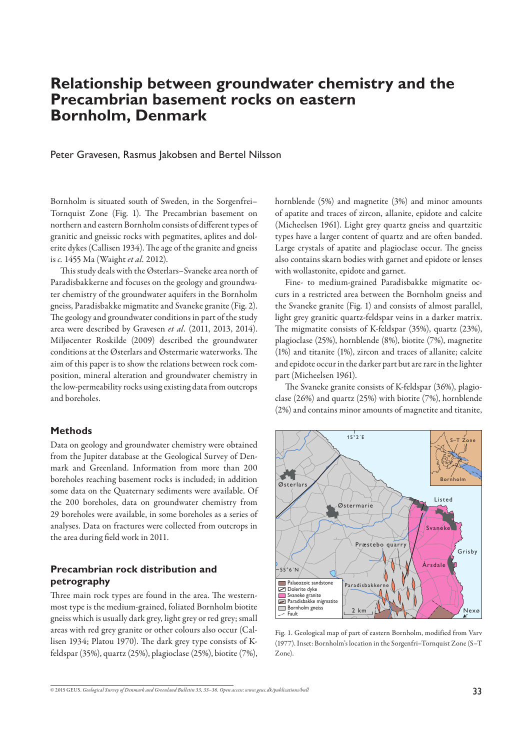# Relationship between groundwater chemistry and the Precambrian basement rocks on eastern Bornholm, Denmark

Peter Gravesen, Rasmus Jakobsen and Bertel Nilsson

Bornholm is situated south of Sweden, in the Sorgenfrei–Tornquist Zone (Fig. 1). The Precambrian basement on northern and eastern Bornholm consists of different types of granitic and gneissic rocks with pegmatites, aplites and dolerite dykes (Callisen 1934). The age of the granite and gneiss is *c.* 1455 Ma (Waight *et al.* 2012).

This study deals with the Østerlars–Svaneke area north of Paradisbakkerne and focuses on the geology and groundwater chemistry of the groundwater aquifers in the Bornholm gneiss, Paradisbakke migmatite and Svaneke granite (Fig. 2). The geology and groundwater conditions in part of the study area were described by Gravesen *et al.* (2011, 2013, 2014). Miljøcenter Roskilde (2009) described the groundwater conditions at the Østerlars and Østermarie waterworks. The aim of this paper is to show the relations between rock composition, mineral alteration and groundwater chemistry in the low-permeability rocks using existing data from outcrops and boreholes.

## Methods

Data on geology and groundwater chemistry were obtained from the Jupiter database at the Geological Survey of Denmark and Greenland. Information from more than 200 boreholes reaching basement rocks is included; in addition some data on the Quaternary sediments were available. Of the 200 boreholes, data on groundwater chemistry from 29 boreholes were available, in some boreholes as a series of analyses. Data on fractures were collected from outcrops in the area during field work in 2011.

## Precambrian rock distribution and petrography

Three main rock types are found in the area. The westernmost type is the medium-grained, foliated Bornholm biotite gneiss which is usually dark grey, light grey or red grey; small areas with red grey granite or other colours also occur (Callisen 1934; Platou 1970). The dark grey type consists of K-feldspar (35%), quartz (25%), plagioclase (25%), biotite (7%), hornblende (5%) and magnetite (3%) and minor amounts of apatite and traces of zircon, allanite, epidote and calcite (Micheelsen 1961). Light grey quartz gneiss and quartzitic types have a larger content of quartz and are often banded. Large crystals of apatite and plagioclase occur. The gneiss also contains skarn bodies with garnet and epidote or lenses with wollastonite, epidote and garnet.

Fine- to medium-grained Paradisbakke migmatite occurs in a restricted area between the Bornholm gneiss and the Svaneke granite (Fig. 1) and consists of almost parallel, light grey granitic quartz-feldspar veins in a darker matrix. The migmatite consists of K-feldspar (35%), quartz (23%), plagioclase (25%), hornblende (8%), biotite (7%), magnetite (1%) and titanite (1%), zircon and traces of allanite; calcite and epidote occur in the darker part but are rare in the lighter part (Micheelsen 1961).

The Svaneke granite consists of K-feldspar (36%), plagioclase (26%) and quartz (25%) with biotite (7%), hornblende (2%) and contains minor amounts of magnetite and titanite,

Fig. 1. Geological map of part of eastern Bornholm, modified from Varv (1977). Inset: Bornholm's location in the Sorgenfri–Tornquist Zone (S–T Zone).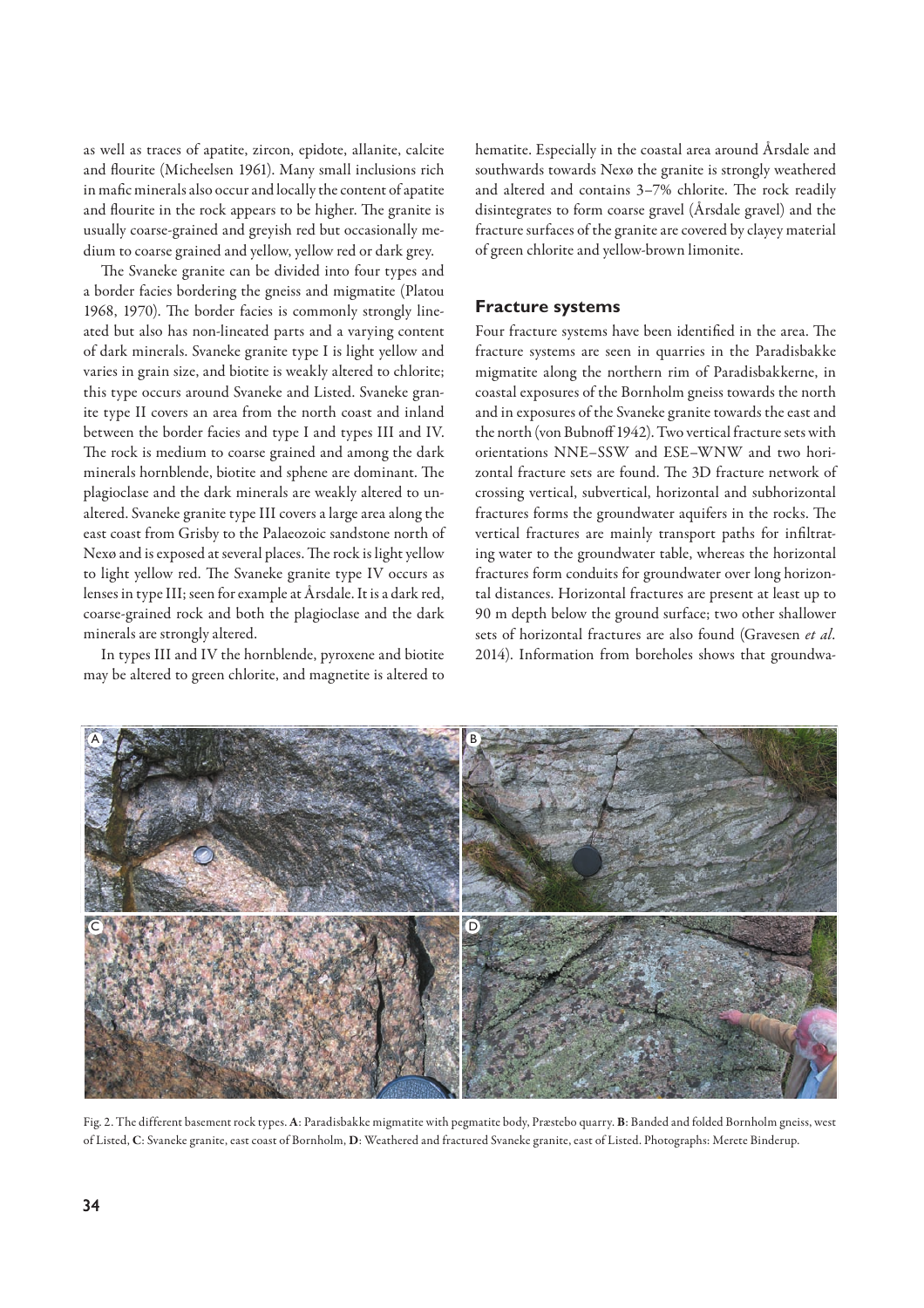as well as traces of apatite, zircon, epidote, allanite, calcite and flourite (Micheelsen 1961). Many small inclusions rich in mafic minerals also occur and locally the content of apatite and flourite in the rock appears to be higher. The granite is usually coarse-grained and greyish red but occasionally medium to coarse grained and yellow, yellow red or dark grey.

The Svaneke granite can be divided into four types and a border facies bordering the gneiss and migmatite (Platou 1968, 1970). The border facies is commonly strongly lineated but also has non-lineated parts and a varying content of dark minerals. Svaneke granite type I is light yellow and varies in grain size, and biotite is weakly altered to chlorite; this type occurs around Svaneke and Listed. Svaneke granite type II covers an area from the north coast and inland between the border facies and type I and types III and IV. The rock is medium to coarse grained and among the dark minerals hornblende, biotite and sphene are dominant. The plagioclase and the dark minerals are weakly altered to unaltered. Svaneke granite type III covers a large area along the east coast from Grisby to the Palaeozoic sandstone north of Nexø and is exposed at several places. The rock is light yellow to light yellow red. The Svaneke granite type IV occurs as lenses in type III; seen for example at Årsdale. It is a dark red, coarse-grained rock and both the plagioclase and the dark minerals are strongly altered.

In types III and IV the hornblende, pyroxene and biotite may be altered to green chlorite, and magnetite is altered to hematite. Especially in the coastal area around Årsdale and southwards towards Nexø the granite is strongly weathered and altered and contains 3–7% chlorite. The rock readily disintegrates to form coarse gravel (Årsdale gravel) and the fracture surfaces of the granite are covered by clayey material of green chlorite and yellow-brown limonite.

## Fracture systems

Four fracture systems have been identified in the area. The fracture systems are seen in quarries in the Paradisbakke migmatite along the northern rim of Paradisbakkerne, in coastal exposures of the Bornholm gneiss towards the north and in exposures of the Svaneke granite towards the east and the north (von Bubnoff 1942). Two vertical fracture sets with orientations NNE–SSW and ESE–WNW and two horizontal fracture sets are found. The 3D fracture network of crossing vertical, subvertical, horizontal and subhorizontal fractures forms the groundwater aquifers in the rocks. The vertical fractures are mainly transport paths for infiltrating water to the groundwater table, whereas the horizontal fractures form conduits for groundwater over long horizontal distances. Horizontal fractures are present at least up to 90 m depth below the ground surface; two other shallower sets of horizontal fractures are also found (Gravesen *et al.* 2014). Information from boreholes shows that groundwa-

Fig. 2. The different basement rock types. **A**: Paradisbakke migmatite with pegmatite body, Præstebo quarry. **B**: Banded and folded Bornholm gneiss, west of Listed, **C**: Svaneke granite, east coast of Bornholm, **D**: Weathered and fractured Svaneke granite, east of Listed. Photographs: Merete Binderup.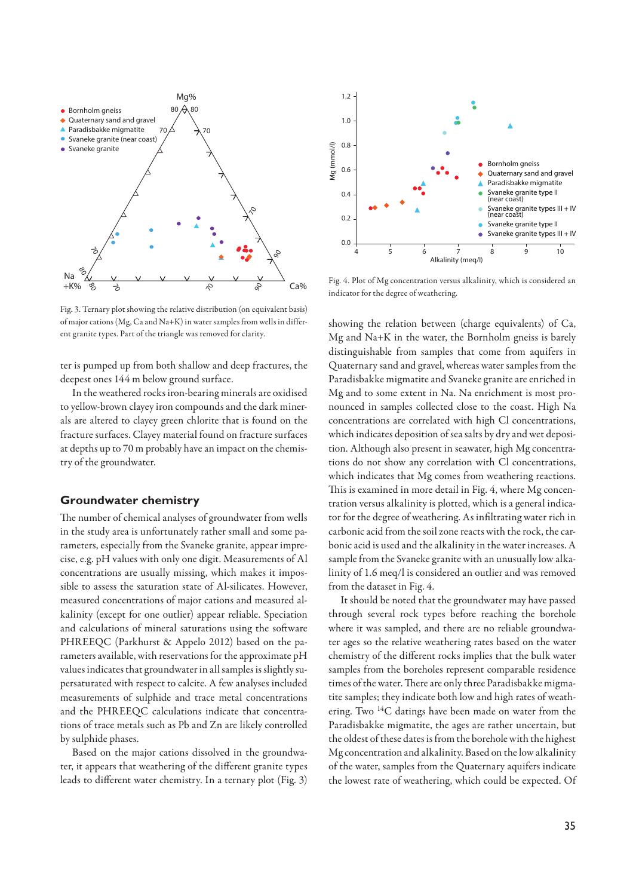Fig. 3. Ternary plot showing the relative distribution (on equivalent basis) of major cations (Mg, Ca and Na+K) in water samples from wells in different granite types. Part of the triangle was removed for clarity.

ter is pumped up from both shallow and deep fractures, the deepest ones 144 m below ground surface.

In the weathered rocks iron-bearing minerals are oxidised to yellow-brown clayey iron compounds and the dark minerals are altered to clayey green chlorite that is found on the fracture surfaces. Clayey material found on fracture surfaces at depths up to 70 m probably have an impact on the chemistry of the groundwater.

## Groundwater chemistry

The number of chemical analyses of groundwater from wells in the study area is unfortunately rather small and some parameters, especially from the Svaneke granite, appear imprecise, e.g. pH values with only one digit. Measurements of Al concentrations are usually missing, which makes it impossible to assess the saturation state of Al-silicates. However, measured concentrations of major cations and measured alkalinity (except for one outlier) appear reliable. Speciation and calculations of mineral saturations using the software PHREEQC (Parkhurst & Appelo 2012) based on the parameters available, with reservations for the approximate pH values indicates that groundwater in all samples is slightly supersaturated with respect to calcite. A few analyses included measurements of sulphide and trace metal concentrations and the PHREEQC calculations indicate that concentrations of trace metals such as Pb and Zn are likely controlled by sulphide phases.

Based on the major cations dissolved in the groundwater, it appears that weathering of the different granite types leads to different water chemistry. In a ternary plot (Fig. 3) showing the relation between (charge equivalents) of Ca, Mg and Na+K in the water, the Bornholm gneiss is barely distinguishable from samples that come from aquifers in Quaternary sand and gravel, whereas water samples from the Paradisbakke migmatite and Svaneke granite are enriched in Mg and to some extent in Na. Na enrichment is most pronounced in samples collected close to the coast. High Na concentrations are correlated with high Cl concentrations, which indicates deposition of sea salts by dry and wet deposition. Although also present in seawater, high Mg concentrations do not show any correlation with Cl concentrations, which indicates that Mg comes from weathering reactions. This is examined in more detail in Fig. 4, where Mg concentration versus alkalinity is plotted, which is a general indicator for the degree of weathering. As infiltrating water rich in carbonic acid from the soil zone reacts with the rock, the carbonic acid is used and the alkalinity in the water increases. A sample from the Svaneke granite with an unusually low alkalinity of 1.6 meq/l is considered an outlier and was removed from the dataset in Fig. 4.

Fig. 4. Plot of Mg concentration versus alkalinity, which is considered an indicator for the degree of weathering.

It should be noted that the groundwater may have passed through several rock types before reaching the borehole where it was sampled, and there are no reliable groundwater ages so the relative weathering rates based on the water chemistry of the different rocks implies that the bulk water samples from the boreholes represent comparable residence times of the water. There are only three Paradisbakke migmatite samples; they indicate both low and high rates of weathering. Two $^{14}C$ datings have been made on water from the Paradisbakke migmatite, the ages are rather uncertain, but the oldest of these dates is from the borehole with the highest Mg concentration and alkalinity. Based on the low alkalinity of the water, samples from the Quaternary aquifers indicate the lowest rate of weathering, which could be expected. Of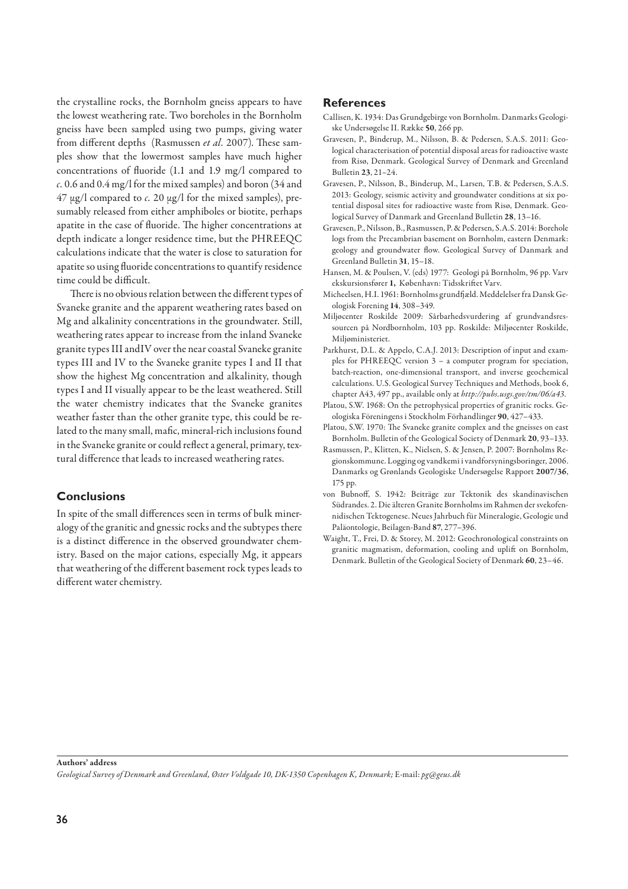the crystalline rocks, the Bornholm gneiss appears to have the lowest weathering rate. Two boreholes in the Bornholm gneiss have been sampled using two pumps, giving water from different depths (Rasmussen *et al*. 2007). These samples show that the lowermost samples have much higher concentrations of fluoride (1.1 and 1.9 mg/l compared to *c*. 0.6 and 0.4 mg/l for the mixed samples) and boron (34 and 47 µg/l compared to *c*. 20 µg/l for the mixed samples), presumably released from either amphiboles or biotite, perhaps apatite in the case of fluoride. The higher concentrations at depth indicate a longer residence time, but the PHREEQC calculations indicate that the water is close to saturation for apatite so using fluoride concentrations to quantify residence time could be difficult.

There is no obvious relation between the different types of Svaneke granite and the apparent weathering rates based on Mg and alkalinity concentrations in the groundwater. Still, weathering rates appear to increase from the inland Svaneke granite types III andIV over the near coastal Svaneke granite types III and IV to the Svaneke granite types I and II that show the highest Mg concentration and alkalinity, though types I and II visually appear to be the least weathered. Still the water chemistry indicates that the Svaneke granites weather faster than the other granite type, this could be related to the many small, mafic, mineral-rich inclusions found in the Svaneke granite or could reflect a general, primary, textural difference that leads to increased weathering rates.

## Conclusions

In spite of the small differences seen in terms of bulk mineralogy of the granitic and gnessic rocks and the subtypes there is a distinct difference in the observed groundwater chemistry. Based on the major cations, especially Mg, it appears that weathering of the different basement rock types leads to different water chemistry.

## References

Callisen, K. 1934: Das Grundgebirge von Bornholm. Danmarks Geologiske Undersøgelse II. Række **50**, 266 pp.

Gravesen, P., Binderup, M., Nilsson, B. & Pedersen, S.A.S. 2011: Geological characterisation of potential disposal areas for radioactive waste from Risø, Denmark. Geological Survey of Denmark and Greenland Bulletin **23**, 21–24.

Gravesen, P., Nilsson, B., Binderup, M., Larsen, T.B. & Pedersen, S.A.S. 2013: Geology, seismic activity and groundwater conditions at six potential disposal sites for radioactive waste from Risø, Denmark. Geological Survey of Danmark and Greenland Bulletin **28**, 13–16.

Gravesen, P., Nilsson, B., Rasmussen, P. & Pedersen, S.A.S. 2014: Borehole logs from the Precambrian basement on Bornholm, eastern Denmark: geology and groundwater flow. Geological Survey of Danmark and Greenland Bulletin **31**, 15–18.

Hansen, M. & Poulsen, V. (eds) 1977: Geologi på Bornholm, 96 pp. Varv ekskursionsfører **1**, København: Tidsskriftet Varv.

Micheelsen, H.I. 1961: Bornholms grundfjæld. Meddelelser fra Dansk Geologisk Forening **14**, 308–349.

Miljøcenter Roskilde 2009: Sårbarhedsvurdering af grundvandsressourcen på Nordbornholm, 103 pp. Roskilde: Miljøcenter Roskilde, Miljøministeriet.

Parkhurst, D.L. & Appelo, C.A.J. 2013: Description of input and examples for PHREEQC version 3 – a computer program for speciation, batch-reaction, one-dimensional transport, and inverse geochemical calculations. U.S. Geological Survey Techniques and Methods, book 6, chapter A43, 497 pp., available only at *http://pubs.usgs.gov/tm/06/a43*.

Platou, S.W. 1968: On the petrophysical properties of granitic rocks. Geologiska Föreningens i Stockholm Förhandlinger **90**, 427–433.

Platou, S.W. 1970: The Svaneke granite complex and the gneisses on east Bornholm. Bulletin of the Geological Society of Denmark **20**, 93–133.

Rasmussen, P., Klitten, K., Nielsen, S. & Jensen, P. 2007: Bornholms Regionskommune. Logging og vandkemi i vandforsyningsboringer, 2006. Danmarks og Grønlands Geologiske Undersøgelse Rapport **2007/36**, 175 pp.

von Bubnoff, S. 1942: Beiträge zur Tektonik des skandinavischen Südrandes. 2. Die älteren Granite Bornholms im Rahmen der svekofennidischen Tektogenese. Neues Jahrbuch für Mineralogie, Geologie und Paläontologie, Beilagen-Band **87**, 277–396.

Waight, T., Frei, D. & Storey, M. 2012: Geochronological constraints on granitic magmatism, deformation, cooling and uplift on Bornholm, Denmark. Bulletin of the Geological Society of Denmark **60**, 23–46.

**Authors' address**

*Geological Survey of Denmark and Greenland, Øster Voldgade 10, DK-1350 Copenhagen K, Denmark;* E-mail: *pg@geus.dk*